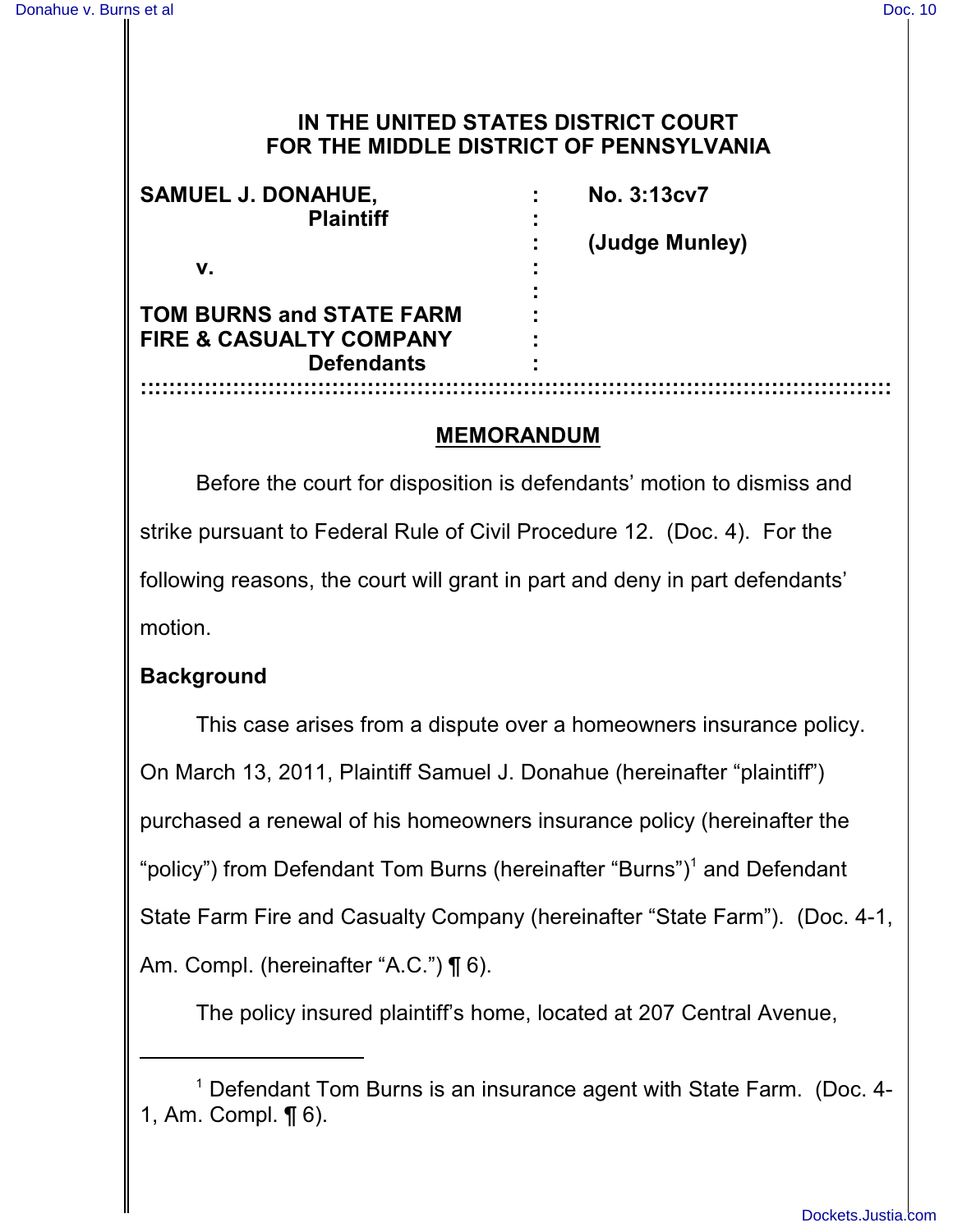# IN THE UNITED STATES DISTRICT COURT FOR THE MIDDLE DISTRICT OF PENNSYLVANIA

| | | |
|---|---|---|
| **SAMUEL J. DONAHUE,** **Plaintiff** | : | **No. 3:13cv7** |
| | : | **(Judge Munley)** |
| **v.** | : | |
| **TOM BURNS and STATE FARM FIRE & CASUALTY COMPANY** **Defendants** | : | |

## MEMORANDUM

Before the court for disposition is defendants' motion to dismiss and strike pursuant to Federal Rule of Civil Procedure 12. (Doc. 4). For the following reasons, the court will grant in part and deny in part defendants' motion.

### Background

This case arises from a dispute over a homeowners insurance policy. On March 13, 2011, Plaintiff Samuel J. Donahue (hereinafter "plaintiff") purchased a renewal of his homeowners insurance policy (hereinafter the "policy") from Defendant Tom Burns (hereinafter "Burns")[1] and Defendant State Farm Fire and Casualty Company (hereinafter "State Farm"). (Doc. 4-1, Am. Compl. (hereinafter "A.C.") ¶ 6).

The policy insured plaintiff's home, located at 207 Central Avenue,

---

[1] Defendant Tom Burns is an insurance agent with State Farm. (Doc. 4-1, Am. Compl. ¶ 6).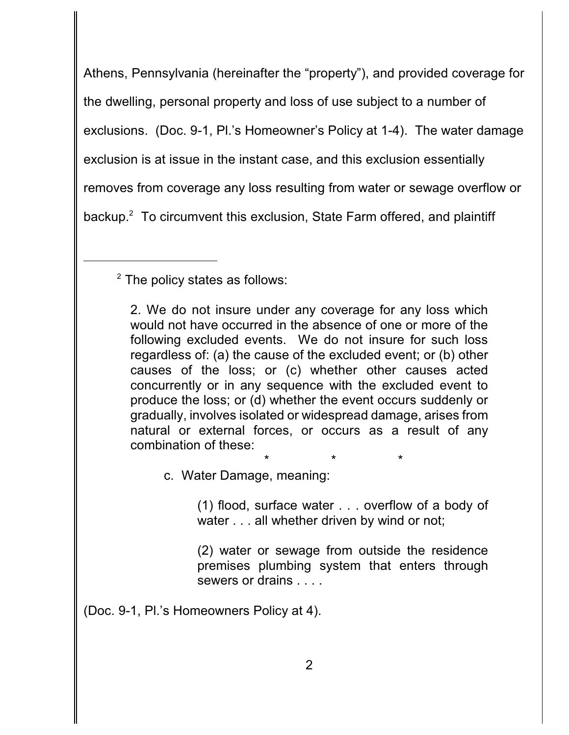Athens, Pennsylvania (hereinafter the "property"), and provided coverage for the dwelling, personal property and loss of use subject to a number of exclusions. (Doc. 9-1, Pl.'s Homeowner's Policy at 1-4). The water damage exclusion is at issue in the instant case, and this exclusion essentially removes from coverage any loss resulting from water or sewage overflow or backup.[2] To circumvent this exclusion, State Farm offered, and plaintiff

---

[2] The policy states as follows:

> 2. We do not insure under any coverage for any loss which would not have occurred in the absence of one or more of the following excluded events. We do not insure for such loss regardless of: (a) the cause of the excluded event; or (b) other causes of the loss; or (c) whether other causes acted concurrently or in any sequence with the excluded event to produce the loss; or (d) whether the event occurs suddenly or gradually, involves isolated or widespread damage, arises from natural or external forces, or occurs as a result of any combination of these:
>
> \* \* \*
>
> c. Water Damage, meaning:
>
> > (1) flood, surface water . . . overflow of a body of water . . . all whether driven by wind or not;
> >
> > (2) water or sewage from outside the residence premises plumbing system that enters through sewers or drains . . . .

(Doc. 9-1, Pl.'s Homeowners Policy at 4).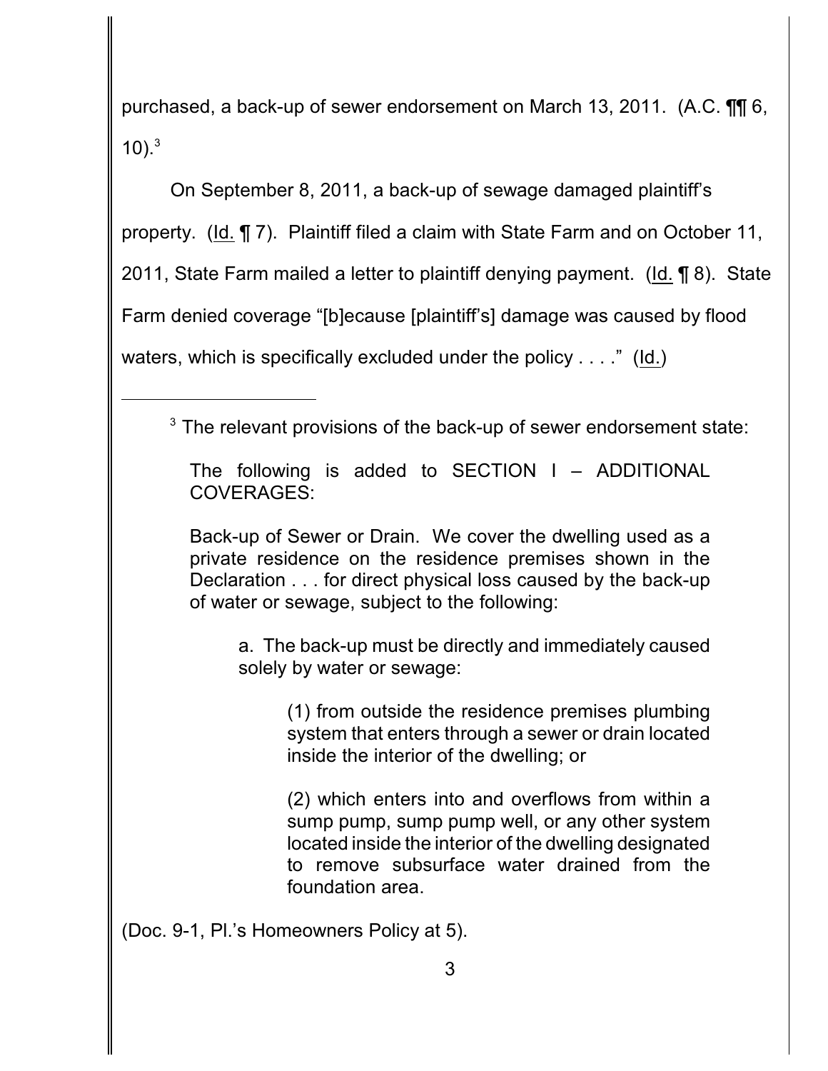purchased, a back-up of sewer endorsement on March 13, 2011. (A.C. ¶¶ 6, 10).[3]

On September 8, 2011, a back-up of sewage damaged plaintiff's property. (Id. ¶ 7). Plaintiff filed a claim with State Farm and on October 11, 2011, State Farm mailed a letter to plaintiff denying payment. (Id. ¶ 8). State Farm denied coverage "[b]ecause [plaintiff's] damage was caused by flood waters, which is specifically excluded under the policy . . . ." (Id.)

---

[3] The relevant provisions of the back-up of sewer endorsement state:

> The following is added to SECTION I – ADDITIONAL COVERAGES:
>
> Back-up of Sewer or Drain. We cover the dwelling used as a private residence on the residence premises shown in the Declaration . . . for direct physical loss caused by the back-up of water or sewage, subject to the following:
>
> > a. The back-up must be directly and immediately caused solely by water or sewage:
> >
> > > (1) from outside the residence premises plumbing system that enters through a sewer or drain located inside the interior of the dwelling; or
> > >
> > > (2) which enters into and overflows from within a sump pump, sump pump well, or any other system located inside the interior of the dwelling designated to remove subsurface water drained from the foundation area.

(Doc. 9-1, Pl.'s Homeowners Policy at 5).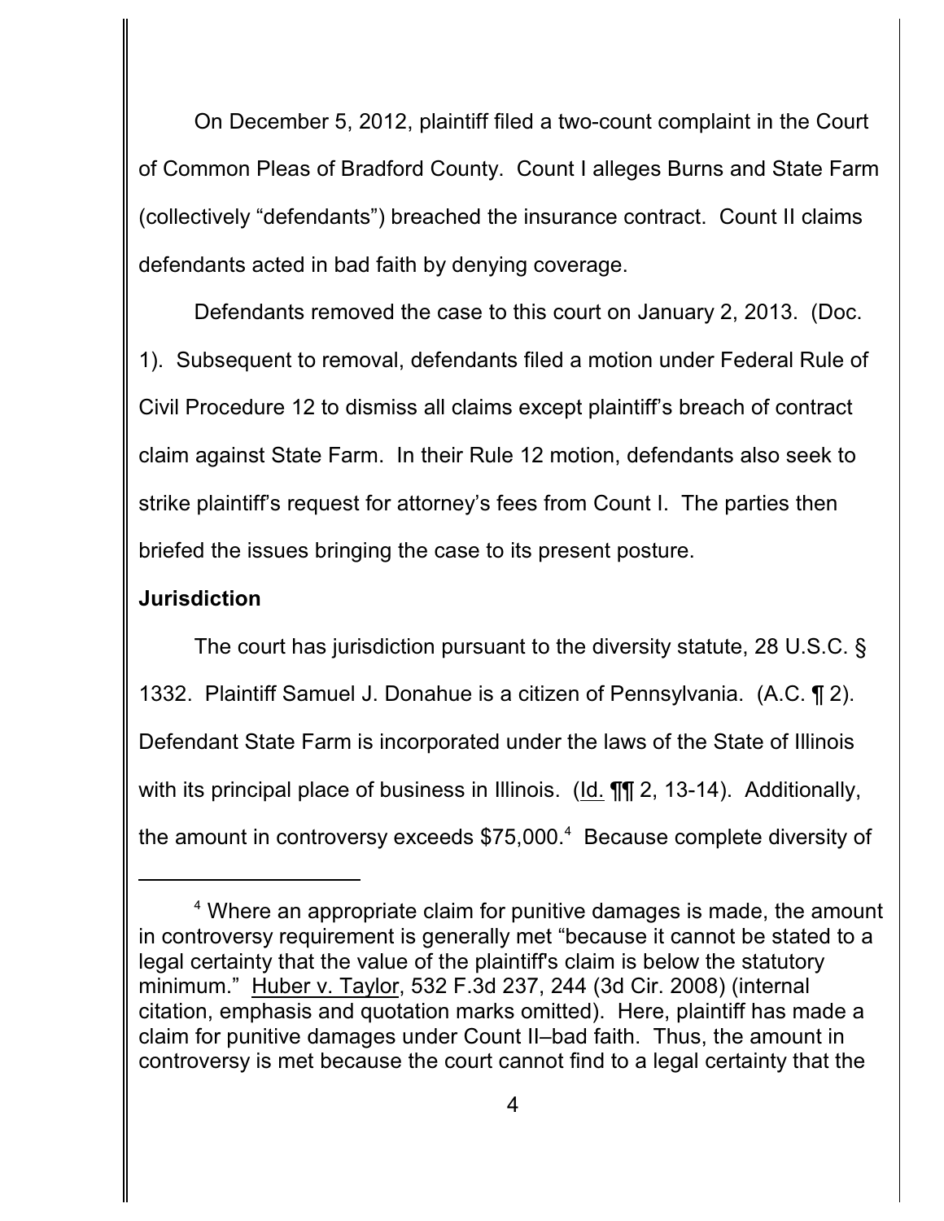On December 5, 2012, plaintiff filed a two-count complaint in the Court of Common Pleas of Bradford County. Count I alleges Burns and State Farm (collectively "defendants") breached the insurance contract. Count II claims defendants acted in bad faith by denying coverage.

Defendants removed the case to this court on January 2, 2013. (Doc. 1). Subsequent to removal, defendants filed a motion under Federal Rule of Civil Procedure 12 to dismiss all claims except plaintiff's breach of contract claim against State Farm. In their Rule 12 motion, defendants also seek to strike plaintiff's request for attorney's fees from Count I. The parties then briefed the issues bringing the case to its present posture.

**Jurisdiction**

The court has jurisdiction pursuant to the diversity statute, 28 U.S.C. § 1332. Plaintiff Samuel J. Donahue is a citizen of Pennsylvania. (A.C. ¶ 2). Defendant State Farm is incorporated under the laws of the State of Illinois with its principal place of business in Illinois. (Id. ¶¶ 2, 13-14). Additionally, the amount in controversy exceeds $75,000.[4] Because complete diversity of

[4] Where an appropriate claim for punitive damages is made, the amount in controversy requirement is generally met "because it cannot be stated to a legal certainty that the value of the plaintiff's claim is below the statutory minimum." Huber v. Taylor, 532 F.3d 237, 244 (3d Cir. 2008) (internal citation, emphasis and quotation marks omitted). Here, plaintiff has made a claim for punitive damages under Count II–bad faith. Thus, the amount in controversy is met because the court cannot find to a legal certainty that the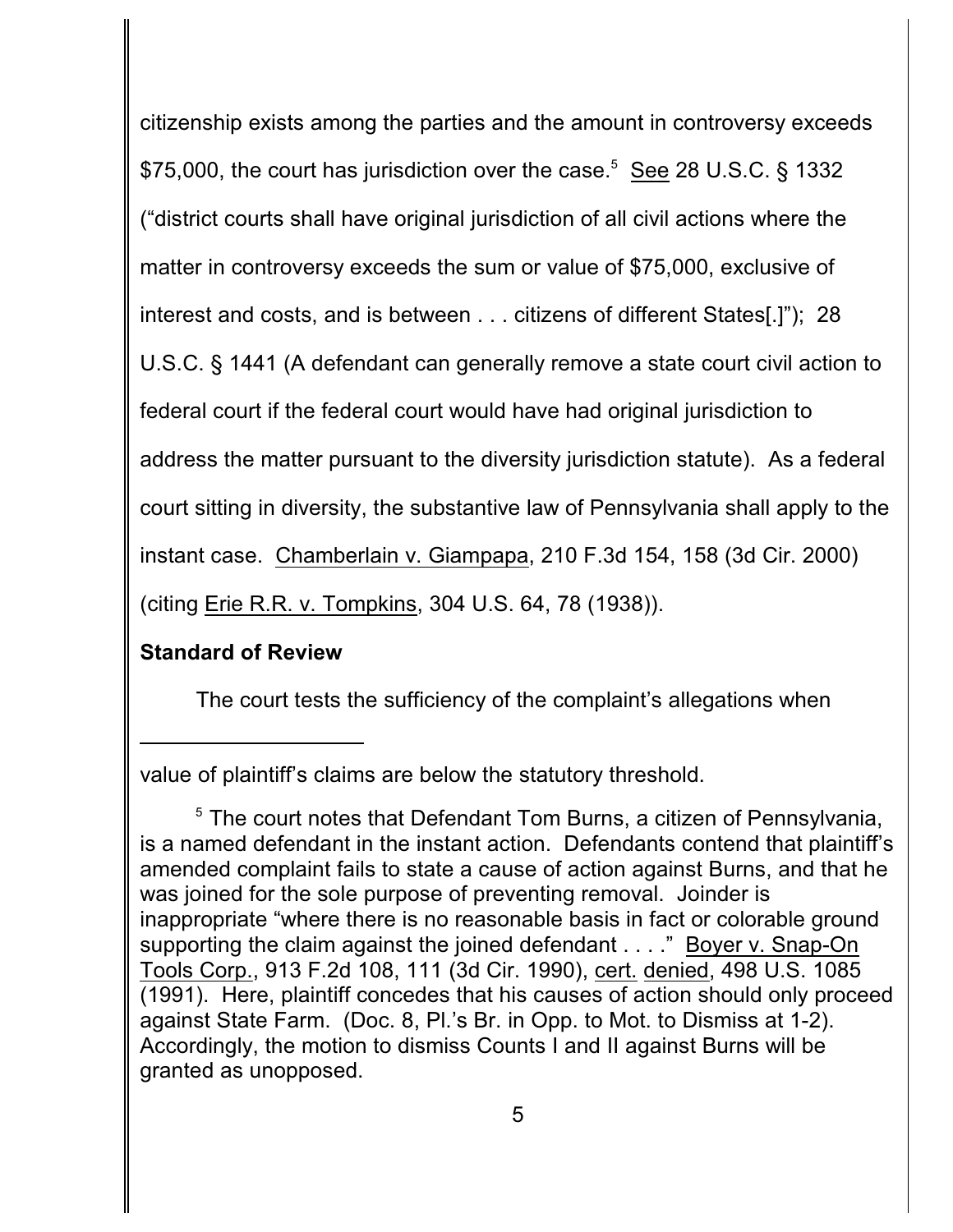citizenship exists among the parties and the amount in controversy exceeds $75,000, the court has jurisdiction over the case.[5] See 28 U.S.C. § 1332 ("district courts shall have original jurisdiction of all civil actions where the matter in controversy exceeds the sum or value of $75,000, exclusive of interest and costs, and is between . . . citizens of different States[.]"); 28 U.S.C. § 1441 (A defendant can generally remove a state court civil action to federal court if the federal court would have had original jurisdiction to address the matter pursuant to the diversity jurisdiction statute). As a federal court sitting in diversity, the substantive law of Pennsylvania shall apply to the instant case. Chamberlain v. Giampapa, 210 F.3d 154, 158 (3d Cir. 2000) (citing Erie R.R. v. Tompkins, 304 U.S. 64, 78 (1938)).

**Standard of Review**

The court tests the sufficiency of the complaint's allegations when

---

value of plaintiff's claims are below the statutory threshold.

[5] The court notes that Defendant Tom Burns, a citizen of Pennsylvania, is a named defendant in the instant action. Defendants contend that plaintiff's amended complaint fails to state a cause of action against Burns, and that he was joined for the sole purpose of preventing removal. Joinder is inappropriate "where there is no reasonable basis in fact or colorable ground supporting the claim against the joined defendant . . . ." Boyer v. Snap-On Tools Corp., 913 F.2d 108, 111 (3d Cir. 1990), cert. denied, 498 U.S. 1085 (1991). Here, plaintiff concedes that his causes of action should only proceed against State Farm. (Doc. 8, Pl.'s Br. in Opp. to Mot. to Dismiss at 1-2). Accordingly, the motion to dismiss Counts I and II against Burns will be granted as unopposed.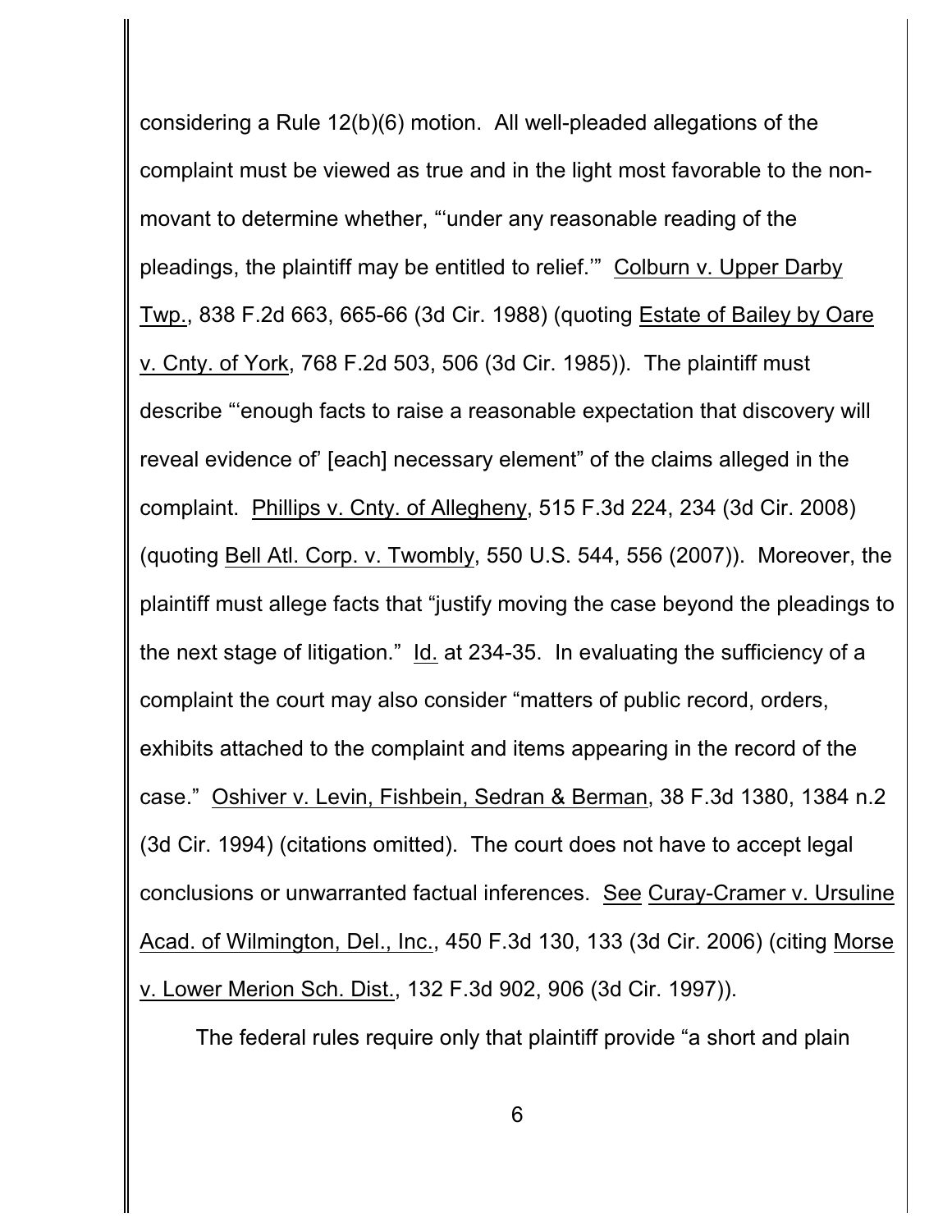considering a Rule 12(b)(6) motion. All well-pleaded allegations of the complaint must be viewed as true and in the light most favorable to the non-movant to determine whether, "'under any reasonable reading of the pleadings, the plaintiff may be entitled to relief.'" Colburn v. Upper Darby Twp., 838 F.2d 663, 665-66 (3d Cir. 1988) (quoting Estate of Bailey by Oare v. Cnty. of York, 768 F.2d 503, 506 (3d Cir. 1985)). The plaintiff must describe "'enough facts to raise a reasonable expectation that discovery will reveal evidence of' [each] necessary element" of the claims alleged in the complaint. Phillips v. Cnty. of Allegheny, 515 F.3d 224, 234 (3d Cir. 2008) (quoting Bell Atl. Corp. v. Twombly, 550 U.S. 544, 556 (2007)). Moreover, the plaintiff must allege facts that "justify moving the case beyond the pleadings to the next stage of litigation." Id. at 234-35. In evaluating the sufficiency of a complaint the court may also consider "matters of public record, orders, exhibits attached to the complaint and items appearing in the record of the case." Oshiver v. Levin, Fishbein, Sedran & Berman, 38 F.3d 1380, 1384 n.2 (3d Cir. 1994) (citations omitted). The court does not have to accept legal conclusions or unwarranted factual inferences. See Curay-Cramer v. Ursuline Acad. of Wilmington, Del., Inc., 450 F.3d 130, 133 (3d Cir. 2006) (citing Morse v. Lower Merion Sch. Dist., 132 F.3d 902, 906 (3d Cir. 1997)).

The federal rules require only that plaintiff provide "a short and plain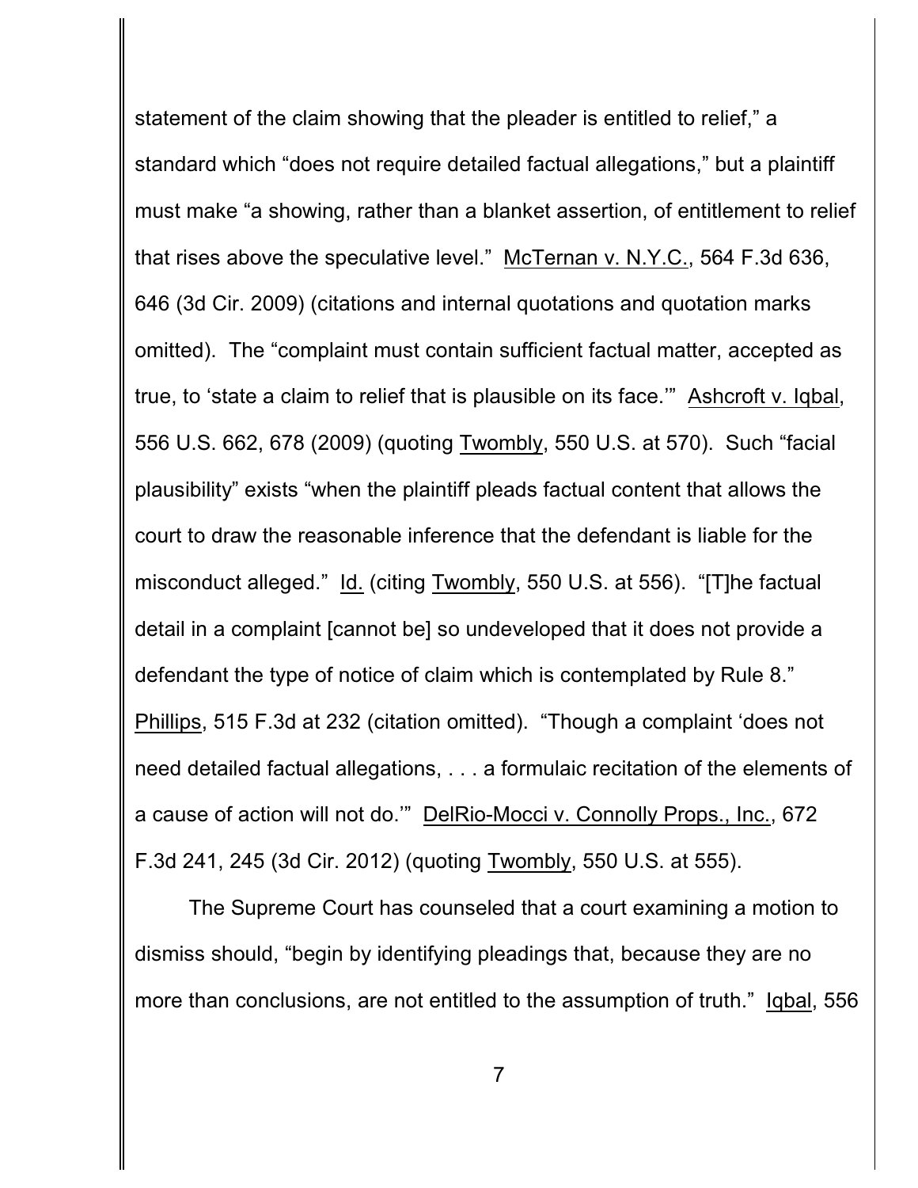statement of the claim showing that the pleader is entitled to relief," a standard which "does not require detailed factual allegations," but a plaintiff must make "a showing, rather than a blanket assertion, of entitlement to relief that rises above the speculative level." McTernan v. N.Y.C., 564 F.3d 636, 646 (3d Cir. 2009) (citations and internal quotations and quotation marks omitted). The "complaint must contain sufficient factual matter, accepted as true, to 'state a claim to relief that is plausible on its face.'" Ashcroft v. Iqbal, 556 U.S. 662, 678 (2009) (quoting Twombly, 550 U.S. at 570). Such "facial plausibility" exists "when the plaintiff pleads factual content that allows the court to draw the reasonable inference that the defendant is liable for the misconduct alleged." Id. (citing Twombly, 550 U.S. at 556). "[T]he factual detail in a complaint [cannot be] so undeveloped that it does not provide a defendant the type of notice of claim which is contemplated by Rule 8." Phillips, 515 F.3d at 232 (citation omitted). "Though a complaint 'does not need detailed factual allegations, . . . a formulaic recitation of the elements of a cause of action will not do.'" DelRio-Mocci v. Connolly Props., Inc., 672 F.3d 241, 245 (3d Cir. 2012) (quoting Twombly, 550 U.S. at 555).

The Supreme Court has counseled that a court examining a motion to dismiss should, "begin by identifying pleadings that, because they are no more than conclusions, are not entitled to the assumption of truth." Iqbal, 556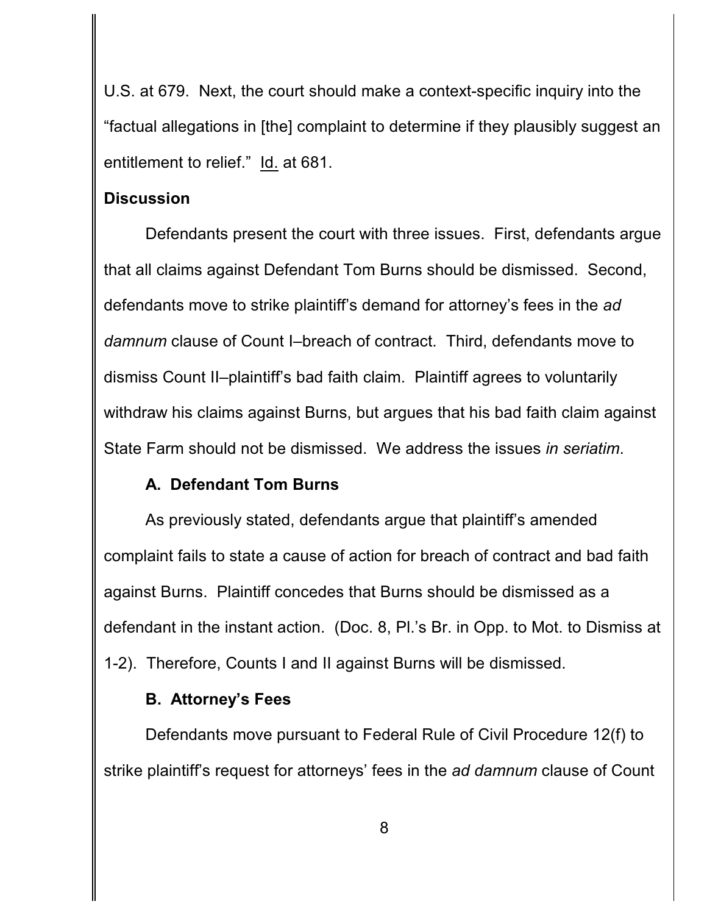U.S. at 679. Next, the court should make a context-specific inquiry into the "factual allegations in [the] complaint to determine if they plausibly suggest an entitlement to relief." Id. at 681.

**Discussion**

Defendants present the court with three issues. First, defendants argue that all claims against Defendant Tom Burns should be dismissed. Second, defendants move to strike plaintiff's demand for attorney's fees in the *ad damnum* clause of Count I–breach of contract. Third, defendants move to dismiss Count II–plaintiff's bad faith claim. Plaintiff agrees to voluntarily withdraw his claims against Burns, but argues that his bad faith claim against State Farm should not be dismissed. We address the issues *in seriatim*.

**A. Defendant Tom Burns**

As previously stated, defendants argue that plaintiff's amended complaint fails to state a cause of action for breach of contract and bad faith against Burns. Plaintiff concedes that Burns should be dismissed as a defendant in the instant action. (Doc. 8, Pl.'s Br. in Opp. to Mot. to Dismiss at 1-2). Therefore, Counts I and II against Burns will be dismissed.

**B. Attorney's Fees**

Defendants move pursuant to Federal Rule of Civil Procedure 12(f) to strike plaintiff's request for attorneys' fees in the *ad damnum* clause of Count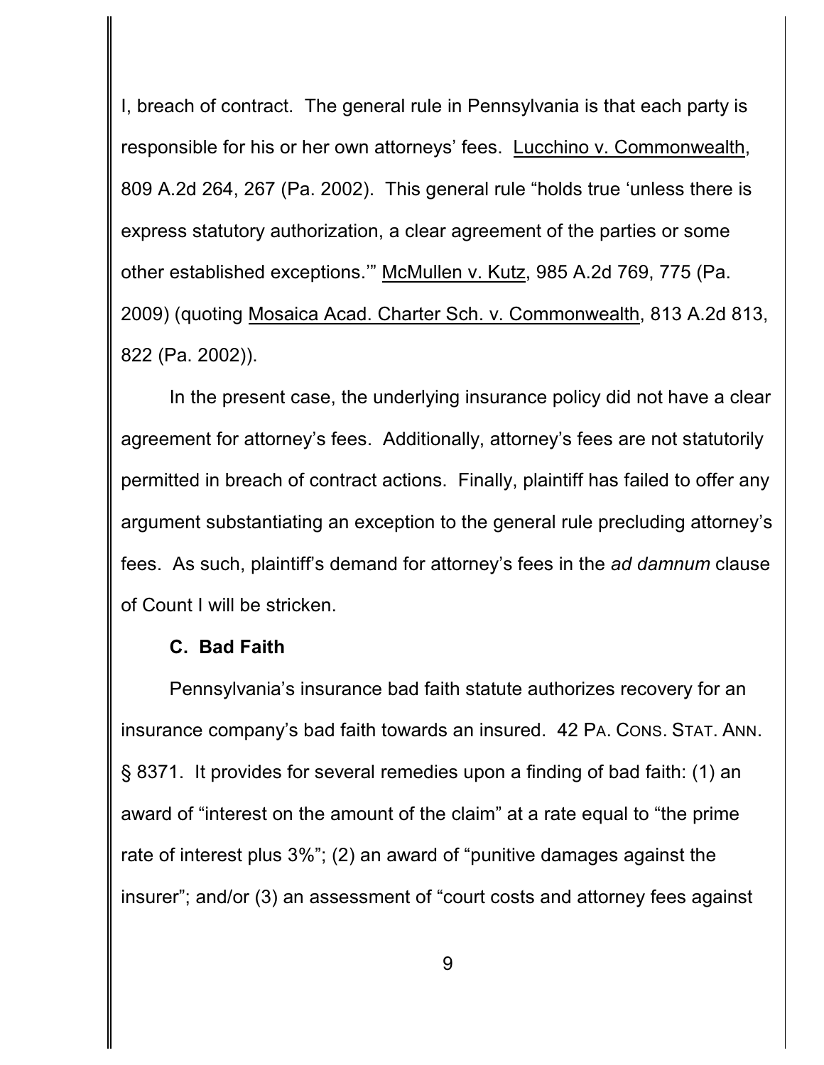I, breach of contract. The general rule in Pennsylvania is that each party is responsible for his or her own attorneys' fees. Lucchino v. Commonwealth, 809 A.2d 264, 267 (Pa. 2002). This general rule "holds true 'unless there is express statutory authorization, a clear agreement of the parties or some other established exceptions.'" McMullen v. Kutz, 985 A.2d 769, 775 (Pa. 2009) (quoting Mosaica Acad. Charter Sch. v. Commonwealth, 813 A.2d 813, 822 (Pa. 2002)).

In the present case, the underlying insurance policy did not have a clear agreement for attorney's fees. Additionally, attorney's fees are not statutorily permitted in breach of contract actions. Finally, plaintiff has failed to offer any argument substantiating an exception to the general rule precluding attorney's fees. As such, plaintiff's demand for attorney's fees in the *ad damnum* clause of Count I will be stricken.

**C. Bad Faith**

Pennsylvania's insurance bad faith statute authorizes recovery for an insurance company's bad faith towards an insured. 42 PA. CONS. STAT. ANN. § 8371. It provides for several remedies upon a finding of bad faith: (1) an award of "interest on the amount of the claim" at a rate equal to "the prime rate of interest plus 3%"; (2) an award of "punitive damages against the insurer"; and/or (3) an assessment of "court costs and attorney fees against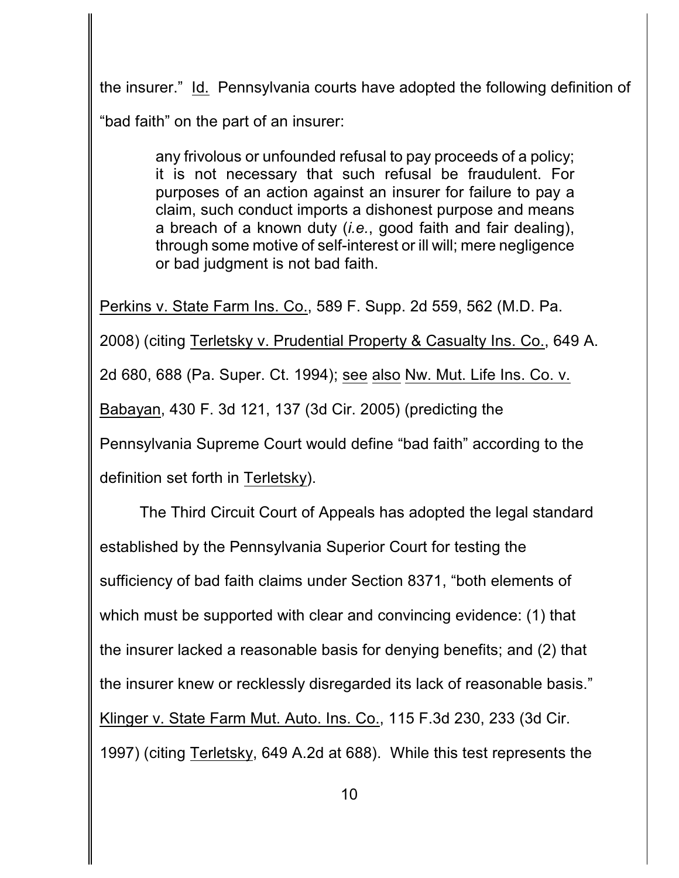the insurer." Id. Pennsylvania courts have adopted the following definition of "bad faith" on the part of an insurer:

> any frivolous or unfounded refusal to pay proceeds of a policy; it is not necessary that such refusal be fraudulent. For purposes of an action against an insurer for failure to pay a claim, such conduct imports a dishonest purpose and means a breach of a known duty (*i.e.*, good faith and fair dealing), through some motive of self-interest or ill will; mere negligence or bad judgment is not bad faith.

Perkins v. State Farm Ins. Co., 589 F. Supp. 2d 559, 562 (M.D. Pa. 2008) (citing Terletsky v. Prudential Property & Casualty Ins. Co., 649 A. 2d 680, 688 (Pa. Super. Ct. 1994); see also Nw. Mut. Life Ins. Co. v. Babayan, 430 F. 3d 121, 137 (3d Cir. 2005) (predicting the Pennsylvania Supreme Court would define "bad faith" according to the definition set forth in Terletsky).

The Third Circuit Court of Appeals has adopted the legal standard established by the Pennsylvania Superior Court for testing the sufficiency of bad faith claims under Section 8371, "both elements of which must be supported with clear and convincing evidence: (1) that the insurer lacked a reasonable basis for denying benefits; and (2) that the insurer knew or recklessly disregarded its lack of reasonable basis." Klinger v. State Farm Mut. Auto. Ins. Co., 115 F.3d 230, 233 (3d Cir. 1997) (citing Terletsky, 649 A.2d at 688). While this test represents the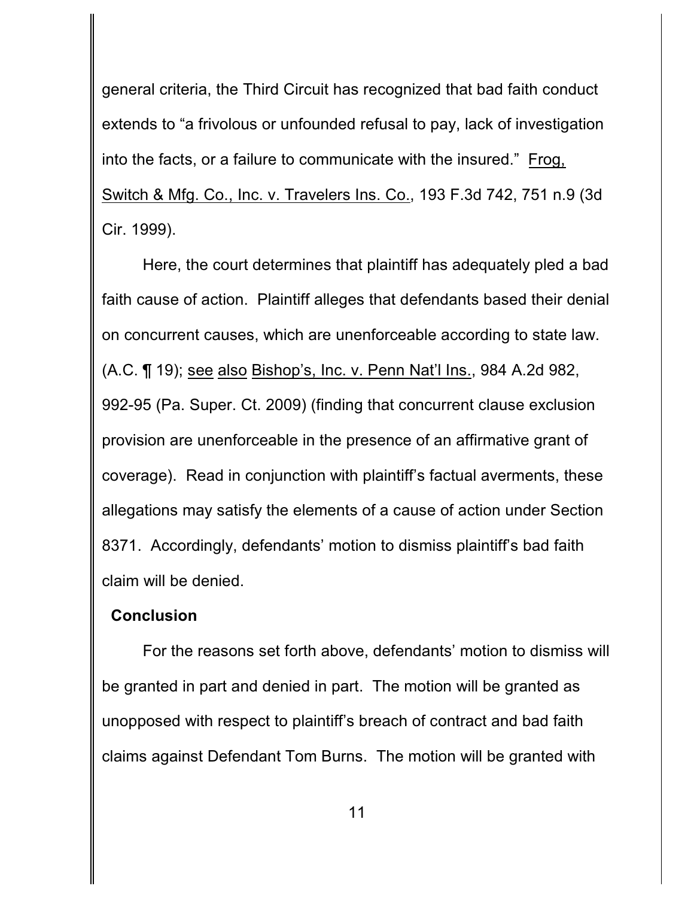general criteria, the Third Circuit has recognized that bad faith conduct extends to "a frivolous or unfounded refusal to pay, lack of investigation into the facts, or a failure to communicate with the insured." Frog, Switch & Mfg. Co., Inc. v. Travelers Ins. Co., 193 F.3d 742, 751 n.9 (3d Cir. 1999).

Here, the court determines that plaintiff has adequately pled a bad faith cause of action. Plaintiff alleges that defendants based their denial on concurrent causes, which are unenforceable according to state law. (A.C. ¶ 19); see also Bishop's, Inc. v. Penn Nat'l Ins., 984 A.2d 982, 992-95 (Pa. Super. Ct. 2009) (finding that concurrent clause exclusion provision are unenforceable in the presence of an affirmative grant of coverage). Read in conjunction with plaintiff's factual averments, these allegations may satisfy the elements of a cause of action under Section 8371. Accordingly, defendants' motion to dismiss plaintiff's bad faith claim will be denied.

**Conclusion**

For the reasons set forth above, defendants' motion to dismiss will be granted in part and denied in part. The motion will be granted as unopposed with respect to plaintiff's breach of contract and bad faith claims against Defendant Tom Burns. The motion will be granted with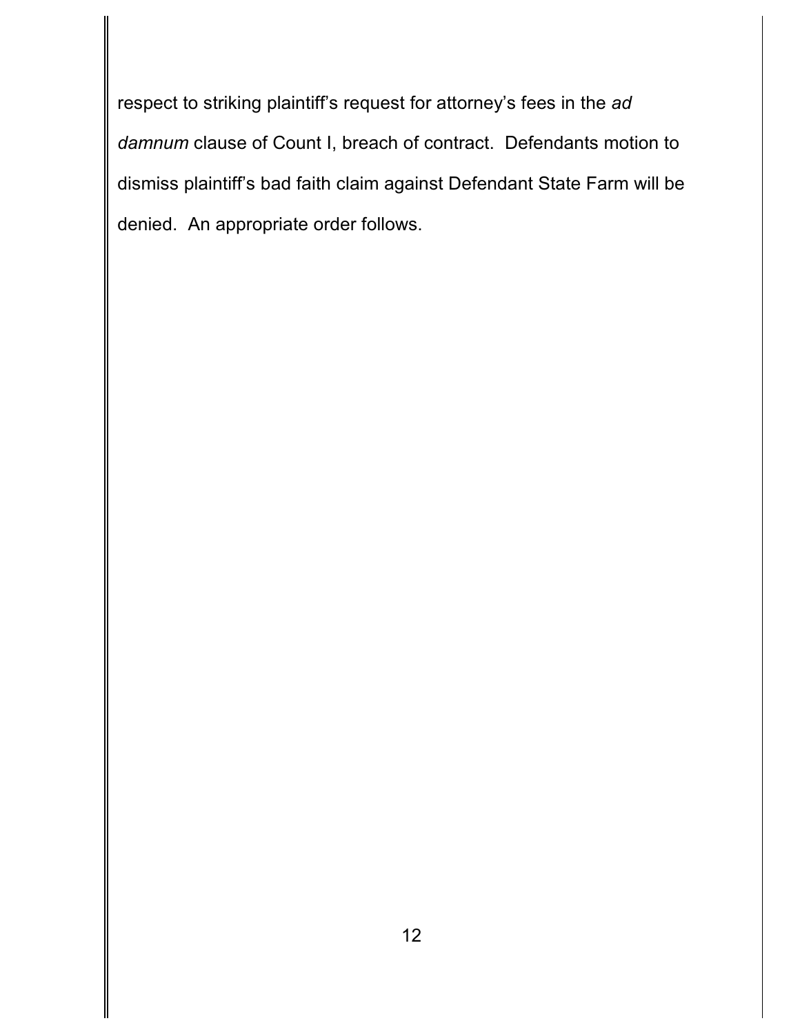respect to striking plaintiff's request for attorney's fees in the *ad damnum* clause of Count I, breach of contract. Defendants motion to dismiss plaintiff's bad faith claim against Defendant State Farm will be denied. An appropriate order follows.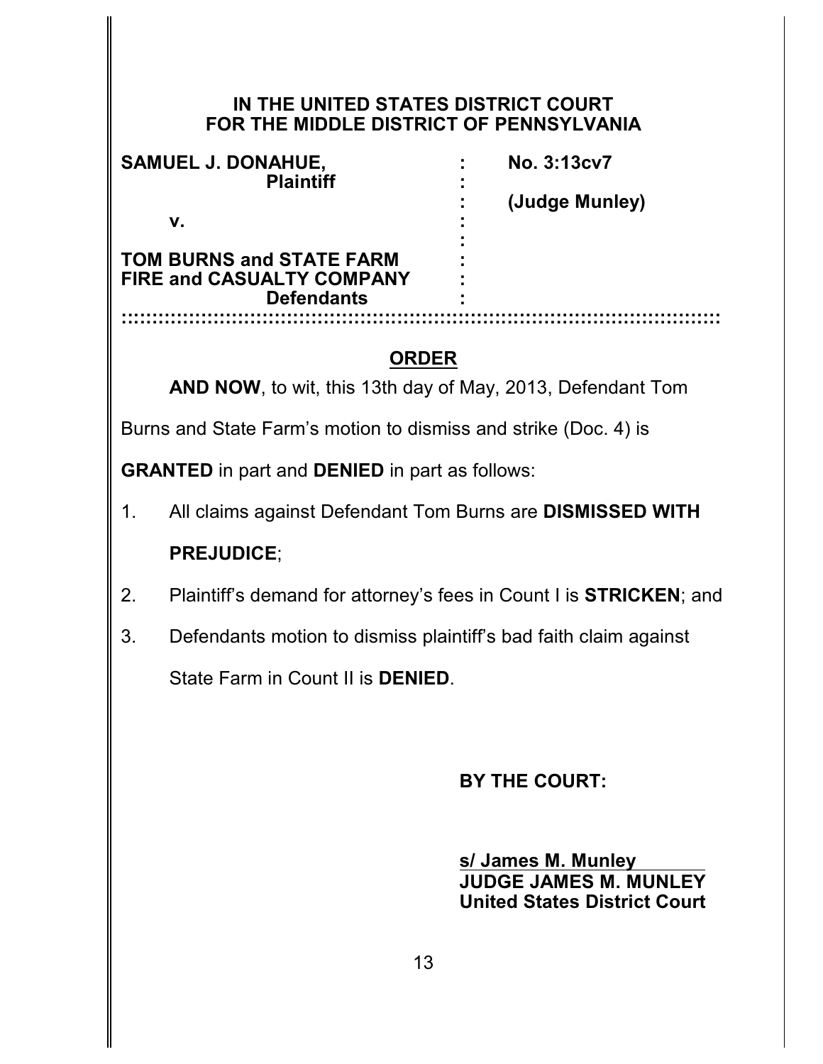**IN THE UNITED STATES DISTRICT COURT**
**FOR THE MIDDLE DISTRICT OF PENNSYLVANIA**

| | | |
|---|---|---|
| **SAMUEL J. DONAHUE,** | : | **No. 3:13cv7** |
| **Plaintiff** | : | |
| | : | **(Judge Munley)** |
| **v.** | : | |
| | : | |
| **TOM BURNS and STATE FARM** | : | |
| **FIRE and CASUALTY COMPANY** | : | |
| **Defendants** | : | |

::::::::::::::::::::::::::::::::::::::::::::::::::::::::::::::::::::::::::::::::::::::::::::::::

## ORDER

**AND NOW**, to wit, this 13th day of May, 2013, Defendant Tom Burns and State Farm's motion to dismiss and strike (Doc. 4) is **GRANTED** in part and **DENIED** in part as follows:

1. All claims against Defendant Tom Burns are **DISMISSED WITH PREJUDICE**;
2. Plaintiff's demand for attorney's fees in Count I is **STRICKEN**; and
3. Defendants motion to dismiss plaintiff's bad faith claim against State Farm in Count II is **DENIED**.

**BY THE COURT:**

**s/ James M. Munley**
**JUDGE JAMES M. MUNLEY**
**United States District Court**